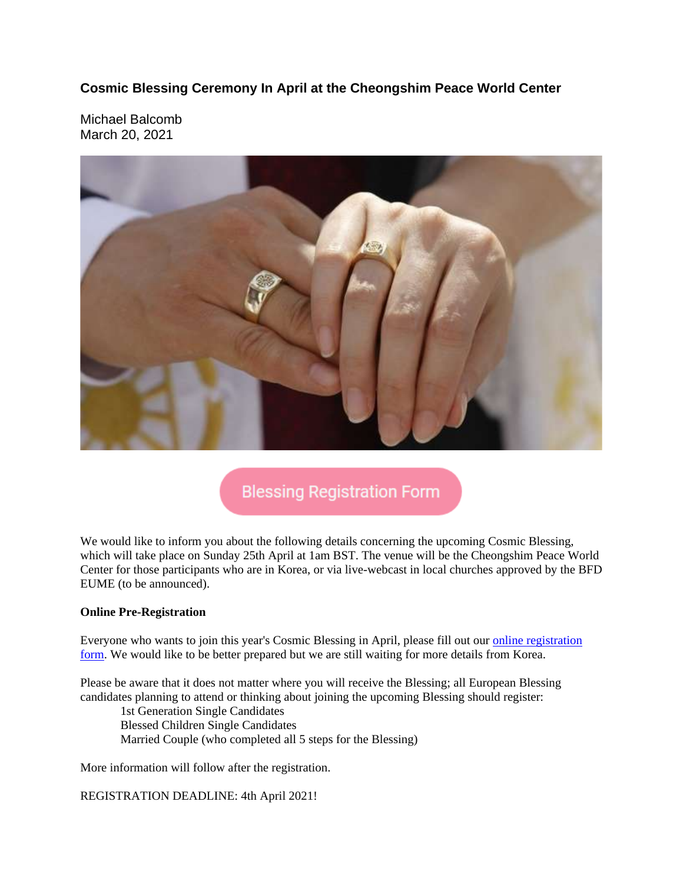## Cosmic Blessing Ceremony In April at the Cheongshim Peace World Center

Michael Balcomb
March 20, 2021

Blessing Registration Form

We would like to inform you about the following details concerning the upcoming Cosmic Blessing, which will take place on Sunday 25th April at 1am BST. The venue will be the Cheongshim Peace World Center for those participants who are in Korea, or via live-webcast in local churches approved by the BFD EUME (to be announced).

**Online Pre-Registration**

Everyone who wants to join this year's Cosmic Blessing in April, please fill out our online registration form. We would like to be better prepared but we are still waiting for more details from Korea.

Please be aware that it does not matter where you will receive the Blessing; all European Blessing candidates planning to attend or thinking about joining the upcoming Blessing should register:

- 1st Generation Single Candidates
- Blessed Children Single Candidates
- Married Couple (who completed all 5 steps for the Blessing)

More information will follow after the registration.

REGISTRATION DEADLINE: 4th April 2021!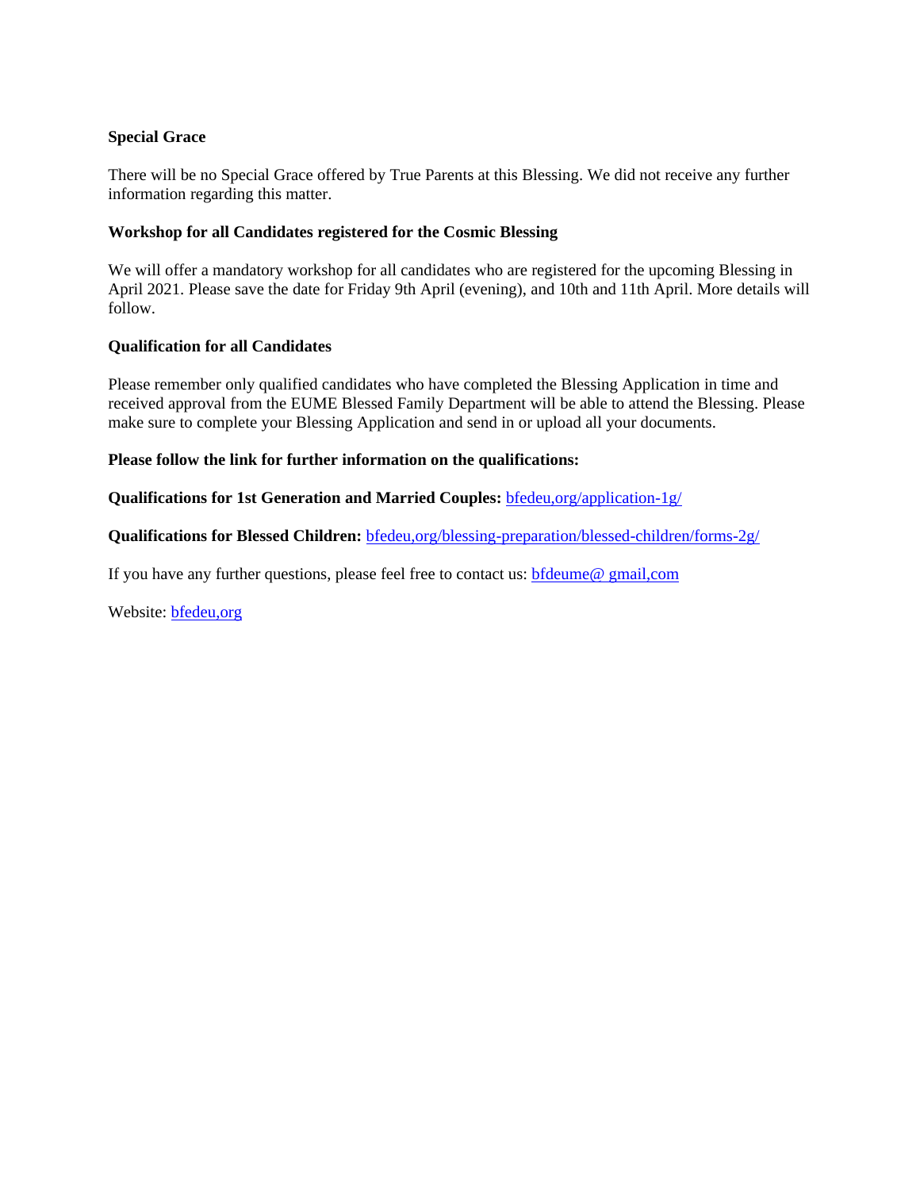**Special Grace**

There will be no Special Grace offered by True Parents at this Blessing. We did not receive any further information regarding this matter.

**Workshop for all Candidates registered for the Cosmic Blessing**

We will offer a mandatory workshop for all candidates who are registered for the upcoming Blessing in April 2021. Please save the date for Friday 9th April (evening), and 10th and 11th April. More details will follow.

**Qualification for all Candidates**

Please remember only qualified candidates who have completed the Blessing Application in time and received approval from the EUME Blessed Family Department will be able to attend the Blessing. Please make sure to complete your Blessing Application and send in or upload all your documents.

**Please follow the link for further information on the qualifications:**

**Qualifications for 1st Generation and Married Couples:** bfedeu,org/application-1g/

**Qualifications for Blessed Children:** bfedeu,org/blessing-preparation/blessed-children/forms-2g/

If you have any further questions, please feel free to contact us: bfdeume@ gmail,com

Website: bfedeu,org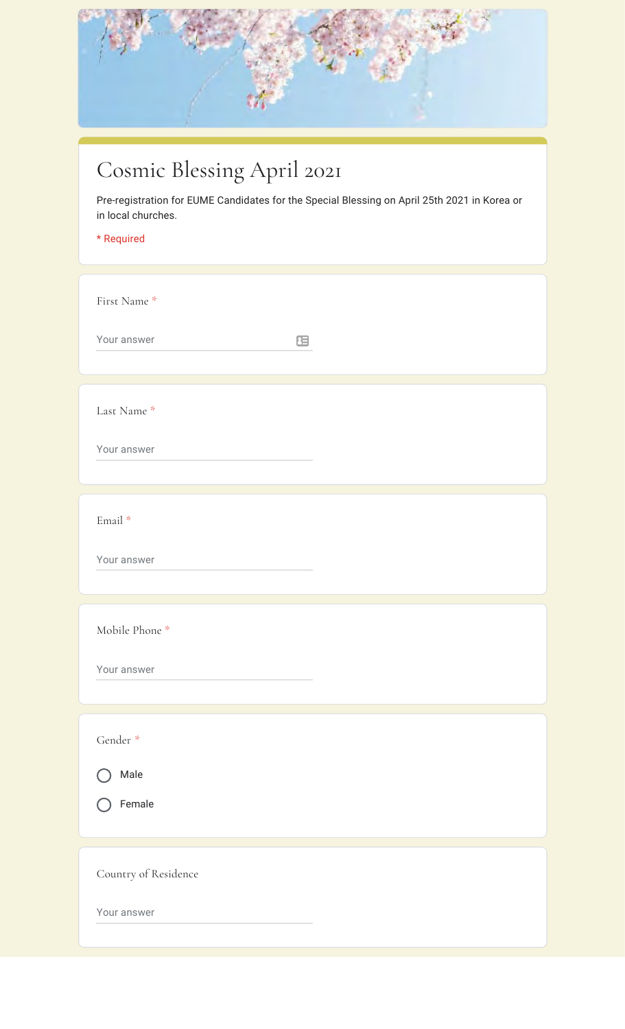# Cosmic Blessing April 2021

Pre-registration for EUME Candidates for the Special Blessing on April 25th 2021 in Korea or in local churches.

\* Required

First Name *

Your answer

Last Name *

Your answer

Email *

Your answer

Mobile Phone *

Your answer

Gender *

- Male
- Female

Country of Residence

Your answer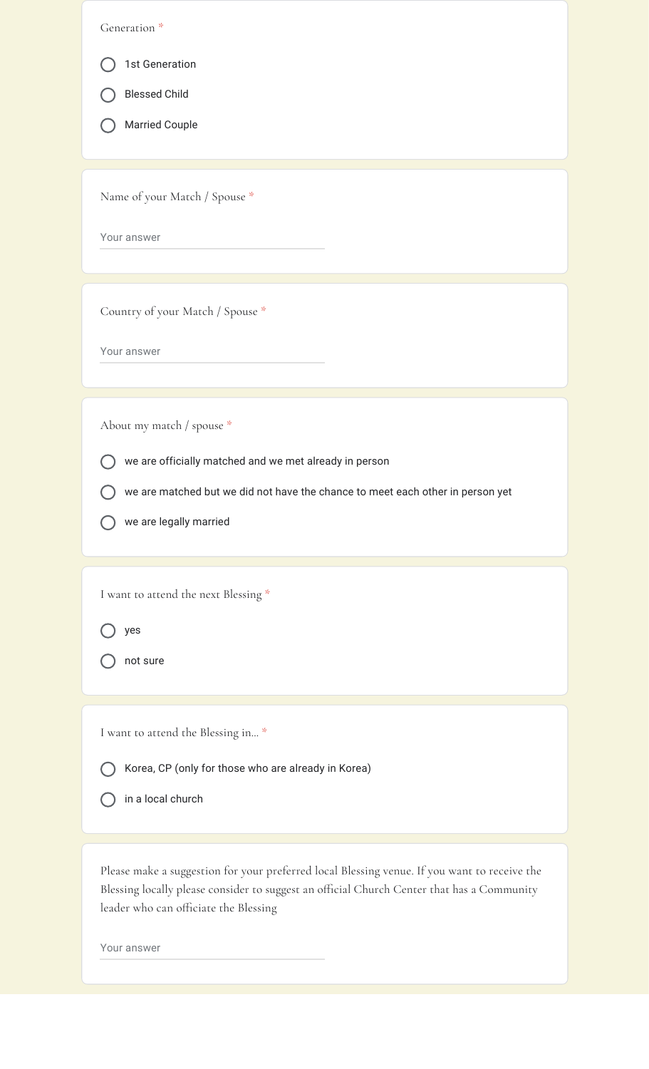Generation *

- ○ 1st Generation
- ○ Blessed Child
- ○ Married Couple

Name of your Match / Spouse *

Your answer

Country of your Match / Spouse *

Your answer

About my match / spouse *

- ○ we are officially matched and we met already in person
- ○ we are matched but we did not have the chance to meet each other in person yet
- ○ we are legally married

I want to attend the next Blessing *

- ○ yes
- ○ not sure

I want to attend the Blessing in... *

- ○ Korea, CP (only for those who are already in Korea)
- ○ in a local church

Please make a suggestion for your preferred local Blessing venue. If you want to receive the Blessing locally please consider to suggest an official Church Center that has a Community leader who can officiate the Blessing

Your answer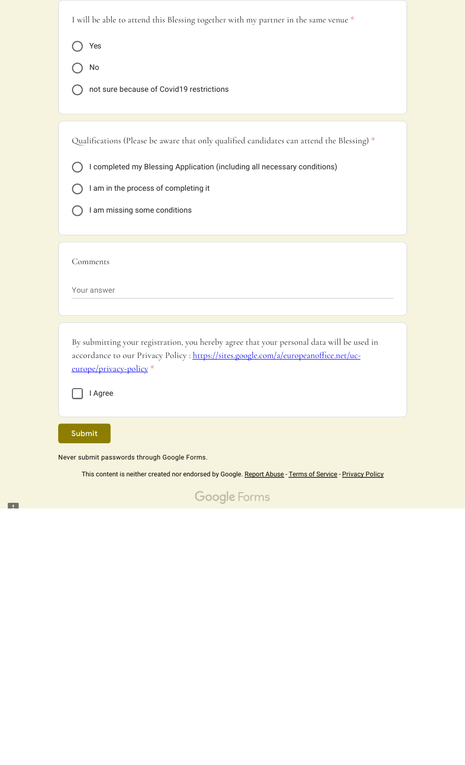I will be able to attend this Blessing together with my partner in the same venue *

- ◯ Yes
- ◯ No
- ◯ not sure because of Covid19 restrictions

Qualifications (Please be aware that only qualified candidates can attend the Blessing) *

- ◯ I completed my Blessing Application (including all necessary conditions)
- ◯ I am in the process of completing it
- ◯ I am missing some conditions

Comments

Your answer

By submitting your registration, you hereby agree that your personal data will be used in accordance to our Privacy Policy : https://sites.google.com/a/europeanoffice.net/uc-europe/privacy-policy *

- ☐ I Agree

Submit

Never submit passwords through Google Forms.

This content is neither created nor endorsed by Google. Report Abuse - Terms of Service - Privacy Policy

Google Forms